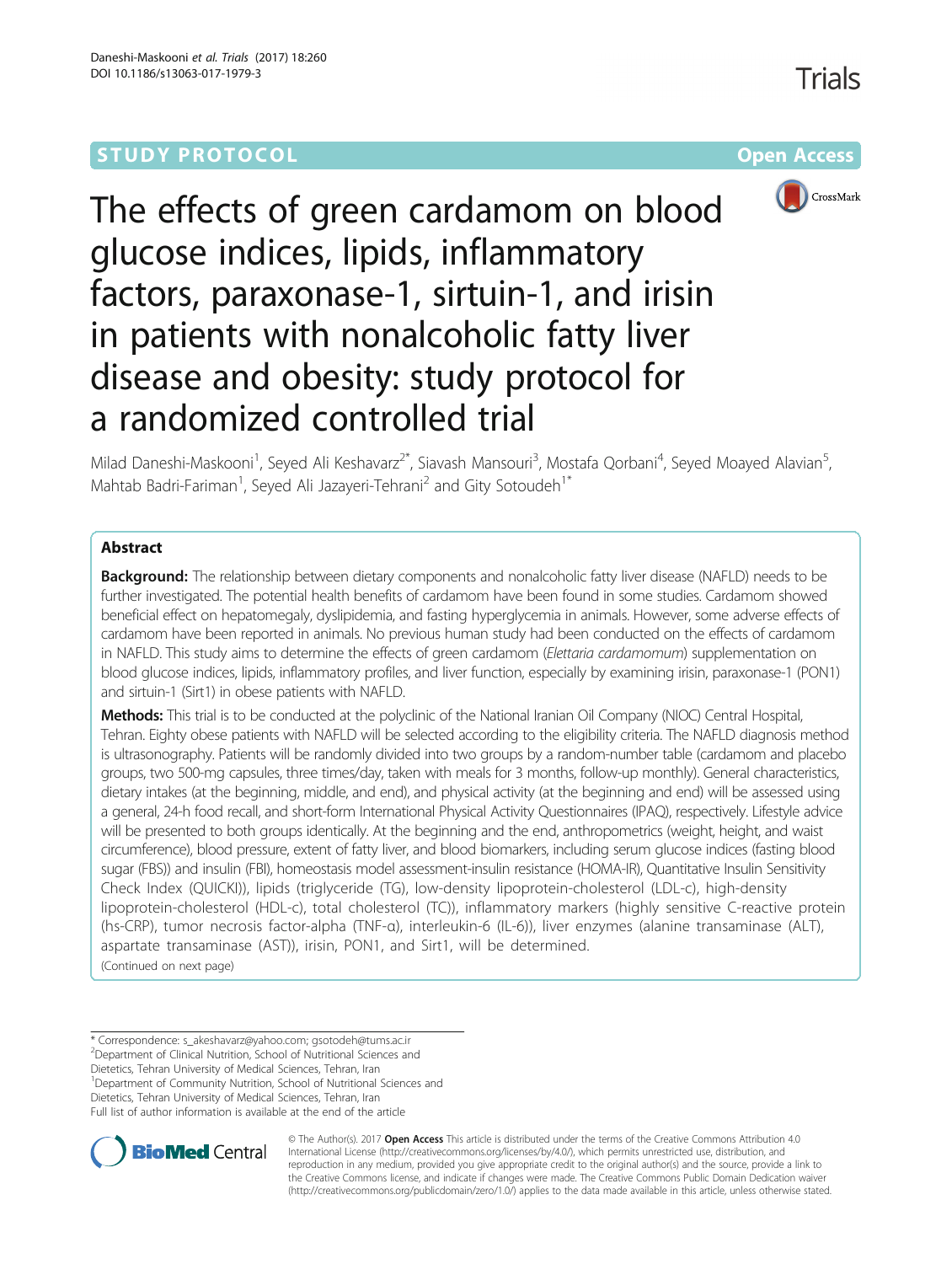STUDY PROTOCOL

Open Access

# The effects of green cardamom on blood glucose indices, lipids, inflammatory factors, paraxonase-1, sirtuin-1, and irisin in patients with nonalcoholic fatty liver disease and obesity: study protocol for a randomized controlled trial

Milad Daneshi-Maskooni[1], Seyed Ali Keshavarz[2*], Siavash Mansouri[3], Mostafa Qorbani[4], Seyed Moayed Alavian[5], Mahtab Badri-Fariman[1], Seyed Ali Jazayeri-Tehrani[2] and Gity Sotoudeh[1*]

## Abstract

**Background:** The relationship between dietary components and nonalcoholic fatty liver disease (NAFLD) needs to be further investigated. The potential health benefits of cardamom have been found in some studies. Cardamom showed beneficial effect on hepatomegaly, dyslipidemia, and fasting hyperglycemia in animals. However, some adverse effects of cardamom have been reported in animals. No previous human study had been conducted on the effects of cardamom in NAFLD. This study aims to determine the effects of green cardamom (*Elettaria cardamomum*) supplementation on blood glucose indices, lipids, inflammatory profiles, and liver function, especially by examining irisin, paraxonase-1 (PON1) and sirtuin-1 (Sirt1) in obese patients with NAFLD.

**Methods:** This trial is to be conducted at the polyclinic of the National Iranian Oil Company (NIOC) Central Hospital, Tehran. Eighty obese patients with NAFLD will be selected according to the eligibility criteria. The NAFLD diagnosis method is ultrasonography. Patients will be randomly divided into two groups by a random-number table (cardamom and placebo groups, two 500-mg capsules, three times/day, taken with meals for 3 months, follow-up monthly). General characteristics, dietary intakes (at the beginning, middle, and end), and physical activity (at the beginning and end) will be assessed using a general, 24-h food recall, and short-form International Physical Activity Questionnaires (IPAQ), respectively. Lifestyle advice will be presented to both groups identically. At the beginning and the end, anthropometrics (weight, height, and waist circumference), blood pressure, extent of fatty liver, and blood biomarkers, including serum glucose indices (fasting blood sugar (FBS)) and insulin (FBI), homeostasis model assessment-insulin resistance (HOMA-IR), Quantitative Insulin Sensitivity Check Index (QUICKI)), lipids (triglyceride (TG), low-density lipoprotein-cholesterol (LDL-c), high-density lipoprotein-cholesterol (HDL-c), total cholesterol (TC)), inflammatory markers (highly sensitive C-reactive protein (hs-CRP), tumor necrosis factor-alpha (TNF-α), interleukin-6 (IL-6)), liver enzymes (alanine transaminase (ALT), aspartate transaminase (AST)), irisin, PON1, and Sirt1, will be determined.

(Continued on next page)

---

* Correspondence: s_akeshavarz@yahoo.com; gsotodeh@tums.ac.ir
[2]Department of Clinical Nutrition, School of Nutritional Sciences and Dietetics, Tehran University of Medical Sciences, Tehran, Iran
[1]Department of Community Nutrition, School of Nutritional Sciences and Dietetics, Tehran University of Medical Sciences, Tehran, Iran
Full list of author information is available at the end of the article

© The Author(s). 2017 **Open Access** This article is distributed under the terms of the Creative Commons Attribution 4.0 International License (http://creativecommons.org/licenses/by/4.0/), which permits unrestricted use, distribution, and reproduction in any medium, provided you give appropriate credit to the original author(s) and the source, provide a link to the Creative Commons license, and indicate if changes were made. The Creative Commons Public Domain Dedication waiver (http://creativecommons.org/publicdomain/zero/1.0/) applies to the data made available in this article, unless otherwise stated.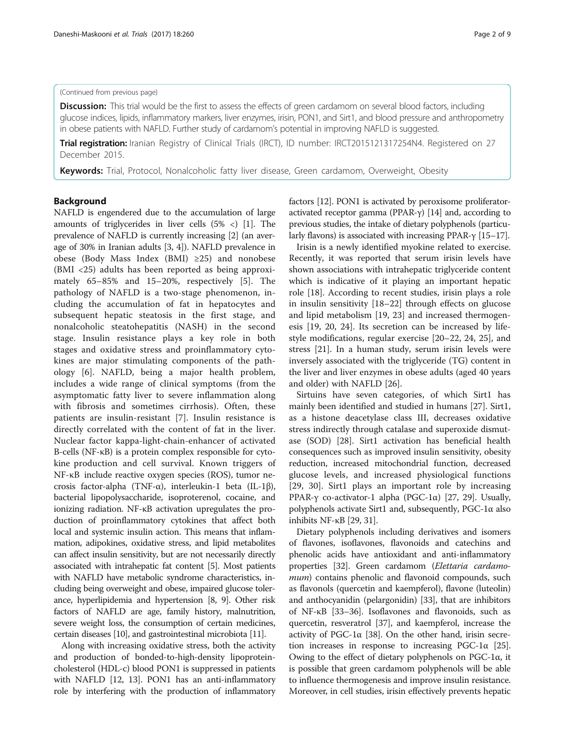(Continued from previous page)

**Discussion:** This trial would be the first to assess the effects of green cardamom on several blood factors, including glucose indices, lipids, inflammatory markers, liver enzymes, irisin, PON1, and Sirt1, and blood pressure and anthropometry in obese patients with NAFLD. Further study of cardamom's potential in improving NAFLD is suggested.

**Trial registration:** Iranian Registry of Clinical Trials (IRCT), ID number: IRCT2015121317254N4. Registered on 27 December 2015.

**Keywords:** Trial, Protocol, Nonalcoholic fatty liver disease, Green cardamom, Overweight, Obesity

## Background

NAFLD is engendered due to the accumulation of large amounts of triglycerides in liver cells (5% <) [1]. The prevalence of NAFLD is currently increasing [2] (an average of 30% in Iranian adults [3, 4]). NAFLD prevalence in obese (Body Mass Index (BMI) ≥25) and nonobese (BMI <25) adults has been reported as being approximately 65–85% and 15–20%, respectively [5]. The pathology of NAFLD is a two-stage phenomenon, including the accumulation of fat in hepatocytes and subsequent hepatic steatosis in the first stage, and nonalcoholic steatohepatitis (NASH) in the second stage. Insulin resistance plays a key role in both stages and oxidative stress and proinflammatory cytokines are major stimulating components of the pathology [6]. NAFLD, being a major health problem, includes a wide range of clinical symptoms (from the asymptomatic fatty liver to severe inflammation along with fibrosis and sometimes cirrhosis). Often, these patients are insulin-resistant [7]. Insulin resistance is directly correlated with the content of fat in the liver. Nuclear factor kappa-light-chain-enhancer of activated B-cells (NF-κB) is a protein complex responsible for cytokine production and cell survival. Known triggers of NF-κB include reactive oxygen species (ROS), tumor necrosis factor-alpha (TNF-α), interleukin-1 beta (IL-1β), bacterial lipopolysaccharide, isoproterenol, cocaine, and ionizing radiation. NF-κB activation upregulates the production of proinflammatory cytokines that affect both local and systemic insulin action. This means that inflammation, adipokines, oxidative stress, and lipid metabolites can affect insulin sensitivity, but are not necessarily directly associated with intrahepatic fat content [5]. Most patients with NAFLD have metabolic syndrome characteristics, including being overweight and obese, impaired glucose tolerance, hyperlipidemia and hypertension [8, 9]. Other risk factors of NAFLD are age, family history, malnutrition, severe weight loss, the consumption of certain medicines, certain diseases [10], and gastrointestinal microbiota [11].

Along with increasing oxidative stress, both the activity and production of bonded-to-high-density lipoprotein-cholesterol (HDL-c) blood PON1 is suppressed in patients with NAFLD [12, 13]. PON1 has an anti-inflammatory role by interfering with the production of inflammatory factors [12]. PON1 is activated by peroxisome proliferator-activated receptor gamma (PPAR-γ) [14] and, according to previous studies, the intake of dietary polyphenols (particularly flavons) is associated with increasing PPAR-γ [15–17].

Irisin is a newly identified myokine related to exercise. Recently, it was reported that serum irisin levels have shown associations with intrahepatic triglyceride content which is indicative of it playing an important hepatic role [18]. According to recent studies, irisin plays a role in insulin sensitivity [18–22] through effects on glucose and lipid metabolism [19, 23] and increased thermogenesis [19, 20, 24]. Its secretion can be increased by lifestyle modifications, regular exercise [20–22, 24, 25], and stress [21]. In a human study, serum irisin levels were inversely associated with the triglyceride (TG) content in the liver and liver enzymes in obese adults (aged 40 years and older) with NAFLD [26].

Sirtuins have seven categories, of which Sirt1 has mainly been identified and studied in humans [27]. Sirt1, as a histone deacetylase class III, decreases oxidative stress indirectly through catalase and superoxide dismutase (SOD) [28]. Sirt1 activation has beneficial health consequences such as improved insulin sensitivity, obesity reduction, increased mitochondrial function, decreased glucose levels, and increased physiological functions [29, 30]. Sirt1 plays an important role by increasing PPAR-γ co-activator-1 alpha (PGC-1α) [27, 29]. Usually, polyphenols activate Sirt1 and, subsequently, PGC-1α also inhibits NF-κB [29, 31].

Dietary polyphenols including derivatives and isomers of flavones, isoflavones, flavonoids and catechins and phenolic acids have antioxidant and anti-inflammatory properties [32]. Green cardamom (*Elettaria cardamomum*) contains phenolic and flavonoid compounds, such as flavonols (quercetin and kaempferol), flavone (luteolin) and anthocyanidin (pelargonidin) [33], that are inhibitors of NF-κB [33–36]. Isoflavones and flavonoids, such as quercetin, resveratrol [37], and kaempferol, increase the activity of PGC-1α [38]. On the other hand, irisin secretion increases in response to increasing PGC-1α [25]. Owing to the effect of dietary polyphenols on PGC-1α, it is possible that green cardamom polyphenols will be able to influence thermogenesis and improve insulin resistance. Moreover, in cell studies, irisin effectively prevents hepatic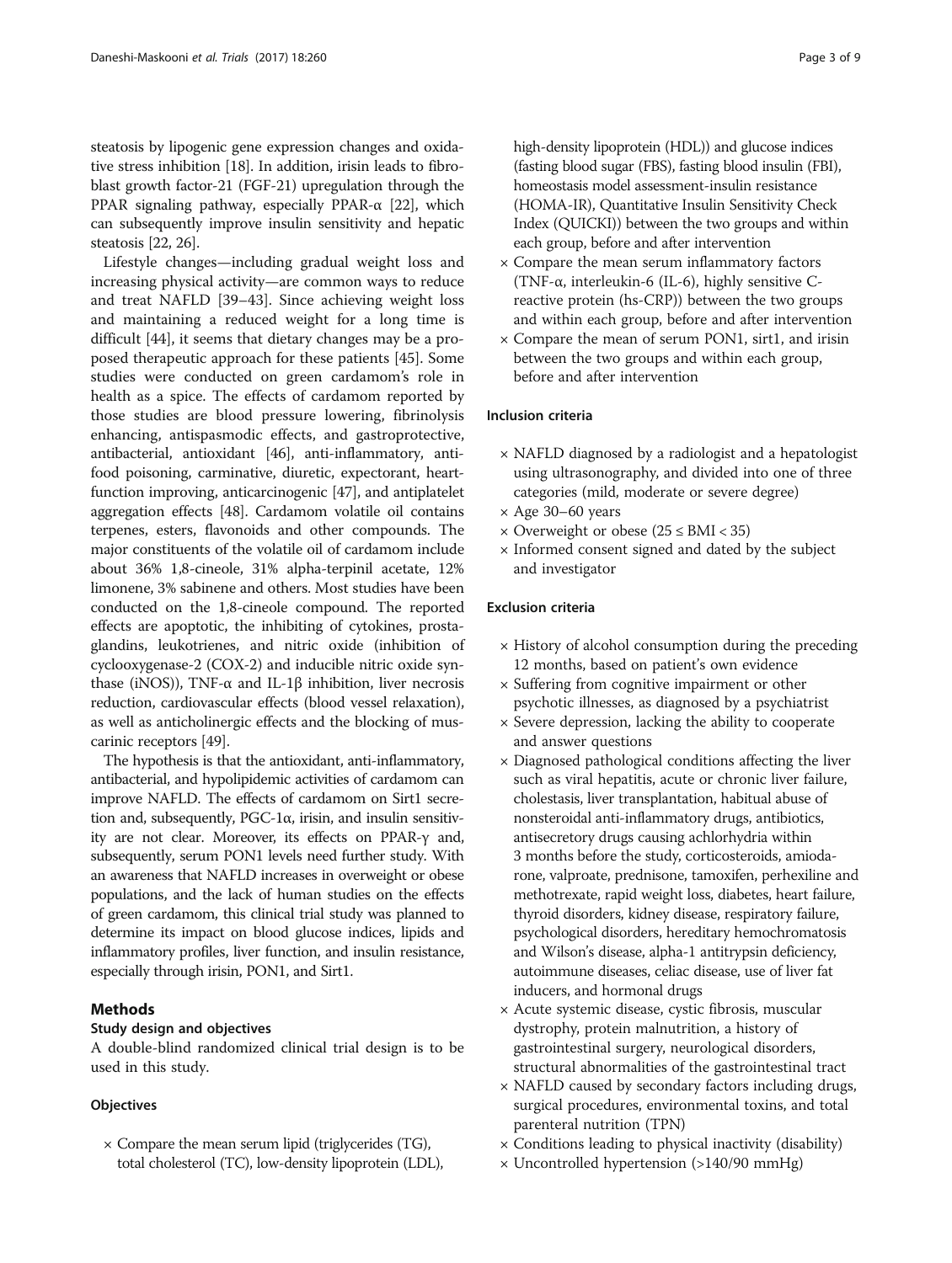steatosis by lipogenic gene expression changes and oxidative stress inhibition [18]. In addition, irisin leads to fibroblast growth factor-21 (FGF-21) upregulation through the PPAR signaling pathway, especially PPAR-α [22], which can subsequently improve insulin sensitivity and hepatic steatosis [22, 26].

Lifestyle changes—including gradual weight loss and increasing physical activity—are common ways to reduce and treat NAFLD [39–43]. Since achieving weight loss and maintaining a reduced weight for a long time is difficult [44], it seems that dietary changes may be a proposed therapeutic approach for these patients [45]. Some studies were conducted on green cardamom's role in health as a spice. The effects of cardamom reported by those studies are blood pressure lowering, fibrinolysis enhancing, antispasmodic effects, and gastroprotective, antibacterial, antioxidant [46], anti-inflammatory, anti-food poisoning, carminative, diuretic, expectorant, heart-function improving, anticarcinogenic [47], and antiplatelet aggregation effects [48]. Cardamom volatile oil contains terpenes, esters, flavonoids and other compounds. The major constituents of the volatile oil of cardamom include about 36% 1,8-cineole, 31% alpha-terpinil acetate, 12% limonene, 3% sabinene and others. Most studies have been conducted on the 1,8-cineole compound. The reported effects are apoptotic, the inhibiting of cytokines, prostaglandins, leukotrienes, and nitric oxide (inhibition of cyclooxygenase-2 (COX-2) and inducible nitric oxide synthase (iNOS)), TNF-α and IL-1β inhibition, liver necrosis reduction, cardiovascular effects (blood vessel relaxation), as well as anticholinergic effects and the blocking of muscarinic receptors [49].

The hypothesis is that the antioxidant, anti-inflammatory, antibacterial, and hypolipidemic activities of cardamom can improve NAFLD. The effects of cardamom on Sirt1 secretion and, subsequently, PGC-1α, irisin, and insulin sensitivity are not clear. Moreover, its effects on PPAR-γ and, subsequently, serum PON1 levels need further study. With an awareness that NAFLD increases in overweight or obese populations, and the lack of human studies on the effects of green cardamom, this clinical trial study was planned to determine its impact on blood glucose indices, lipids and inflammatory profiles, liver function, and insulin resistance, especially through irisin, PON1, and Sirt1.

## Methods

### Study design and objectives

A double-blind randomized clinical trial design is to be used in this study.

#### Objectives

- Compare the mean serum lipid (triglycerides (TG), total cholesterol (TC), low-density lipoprotein (LDL), high-density lipoprotein (HDL)) and glucose indices (fasting blood sugar (FBS), fasting blood insulin (FBI), homeostasis model assessment-insulin resistance (HOMA-IR), Quantitative Insulin Sensitivity Check Index (QUICKI)) between the two groups and within each group, before and after intervention
- Compare the mean serum inflammatory factors (TNF-α, interleukin-6 (IL-6), highly sensitive C-reactive protein (hs-CRP)) between the two groups and within each group, before and after intervention
- Compare the mean of serum PON1, sirt1, and irisin between the two groups and within each group, before and after intervention

#### Inclusion criteria

- NAFLD diagnosed by a radiologist and a hepatologist using ultrasonography, and divided into one of three categories (mild, moderate or severe degree)
- Age 30–60 years
- Overweight or obese ($25 \leq \text{BMI} < 35$)
- Informed consent signed and dated by the subject and investigator

#### Exclusion criteria

- History of alcohol consumption during the preceding 12 months, based on patient's own evidence
- Suffering from cognitive impairment or other psychotic illnesses, as diagnosed by a psychiatrist
- Severe depression, lacking the ability to cooperate and answer questions
- Diagnosed pathological conditions affecting the liver such as viral hepatitis, acute or chronic liver failure, cholestasis, liver transplantation, habitual abuse of nonsteroidal anti-inflammatory drugs, antibiotics, antisecretory drugs causing achlorhydria within 3 months before the study, corticosteroids, amiodarone, valproate, prednisone, tamoxifen, perhexiline and methotrexate, rapid weight loss, diabetes, heart failure, thyroid disorders, kidney disease, respiratory failure, psychological disorders, hereditary hemochromatosis and Wilson's disease, alpha-1 antitrypsin deficiency, autoimmune diseases, celiac disease, use of liver fat inducers, and hormonal drugs
- Acute systemic disease, cystic fibrosis, muscular dystrophy, protein malnutrition, a history of gastrointestinal surgery, neurological disorders, structural abnormalities of the gastrointestinal tract
- NAFLD caused by secondary factors including drugs, surgical procedures, environmental toxins, and total parenteral nutrition (TPN)
- Conditions leading to physical inactivity (disability)
- Uncontrolled hypertension (>140/90 mmHg)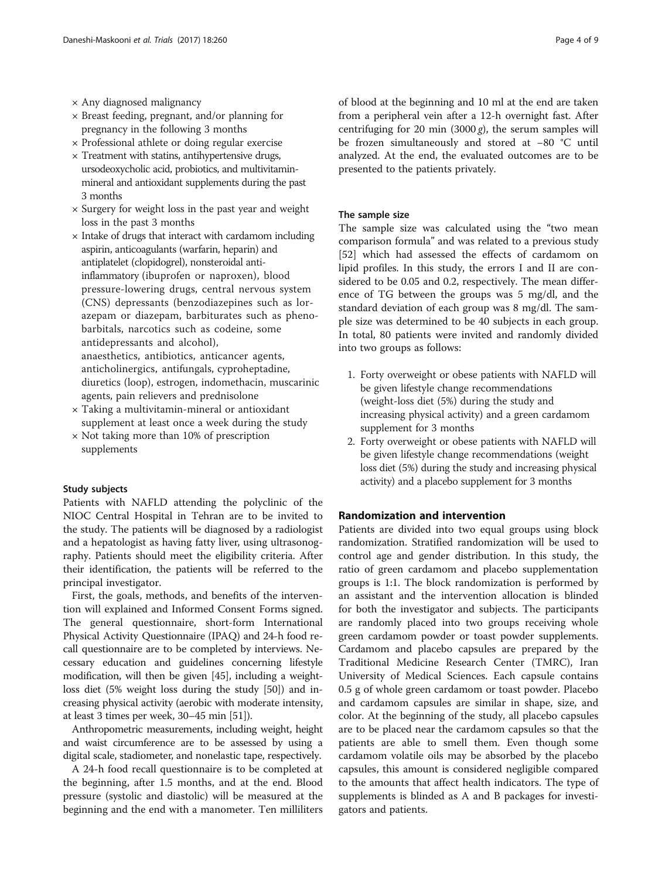× Any diagnosed malignancy
× Breast feeding, pregnant, and/or planning for pregnancy in the following 3 months
× Professional athlete or doing regular exercise
× Treatment with statins, antihypertensive drugs, ursodeoxycholic acid, probiotics, and multivitamin-mineral and antioxidant supplements during the past 3 months
× Surgery for weight loss in the past year and weight loss in the past 3 months
× Intake of drugs that interact with cardamom including aspirin, anticoagulants (warfarin, heparin) and antiplatelet (clopidogrel), nonsteroidal anti-inflammatory (ibuprofen or naproxen), blood pressure-lowering drugs, central nervous system (CNS) depressants (benzodiazepines such as lorazepam or diazepam, barbiturates such as phenobarbitals, narcotics such as codeine, some antidepressants and alcohol), anaesthetics, antibiotics, anticancer agents, anticholinergics, antifungals, cyproheptadine, diuretics (loop), estrogen, indomethacin, muscarinic agents, pain relievers and prednisolone
× Taking a multivitamin-mineral or antioxidant supplement at least once a week during the study
× Not taking more than 10% of prescription supplements

#### Study subjects

Patients with NAFLD attending the polyclinic of the NIOC Central Hospital in Tehran are to be invited to the study. The patients will be diagnosed by a radiologist and a hepatologist as having fatty liver, using ultrasonography. Patients should meet the eligibility criteria. After their identification, the patients will be referred to the principal investigator.

First, the goals, methods, and benefits of the intervention will explained and Informed Consent Forms signed. The general questionnaire, short-form International Physical Activity Questionnaire (IPAQ) and 24-h food recall questionnaire are to be completed by interviews. Necessary education and guidelines concerning lifestyle modification, will then be given [45], including a weight-loss diet (5% weight loss during the study [50]) and increasing physical activity (aerobic with moderate intensity, at least 3 times per week, 30–45 min [51]).

Anthropometric measurements, including weight, height and waist circumference are to be assessed by using a digital scale, stadiometer, and nonelastic tape, respectively.

A 24-h food recall questionnaire is to be completed at the beginning, after 1.5 months, and at the end. Blood pressure (systolic and diastolic) will be measured at the beginning and the end with a manometer. Ten milliliters of blood at the beginning and 10 ml at the end are taken from a peripheral vein after a 12-h overnight fast. After centrifuging for 20 min (3000 *g*), the serum samples will be frozen simultaneously and stored at −80 °C until analyzed. At the end, the evaluated outcomes are to be presented to the patients privately.

#### The sample size

The sample size was calculated using the "two mean comparison formula" and was related to a previous study [52] which had assessed the effects of cardamom on lipid profiles. In this study, the errors I and II are considered to be 0.05 and 0.2, respectively. The mean difference of TG between the groups was 5 mg/dl, and the standard deviation of each group was 8 mg/dl. The sample size was determined to be 40 subjects in each group. In total, 80 patients were invited and randomly divided into two groups as follows:

1. Forty overweight or obese patients with NAFLD will be given lifestyle change recommendations (weight-loss diet (5%) during the study and increasing physical activity) and a green cardamom supplement for 3 months
2. Forty overweight or obese patients with NAFLD will be given lifestyle change recommendations (weight loss diet (5%) during the study and increasing physical activity) and a placebo supplement for 3 months

### Randomization and intervention

Patients are divided into two equal groups using block randomization. Stratified randomization will be used to control age and gender distribution. In this study, the ratio of green cardamom and placebo supplementation groups is 1:1. The block randomization is performed by an assistant and the intervention allocation is blinded for both the investigator and subjects. The participants are randomly placed into two groups receiving whole green cardamom powder or toast powder supplements. Cardamom and placebo capsules are prepared by the Traditional Medicine Research Center (TMRC), Iran University of Medical Sciences. Each capsule contains 0.5 g of whole green cardamom or toast powder. Placebo and cardamom capsules are similar in shape, size, and color. At the beginning of the study, all placebo capsules are to be placed near the cardamom capsules so that the patients are able to smell them. Even though some cardamom volatile oils may be absorbed by the placebo capsules, this amount is considered negligible compared to the amounts that affect health indicators. The type of supplements is blinded as A and B packages for investigators and patients.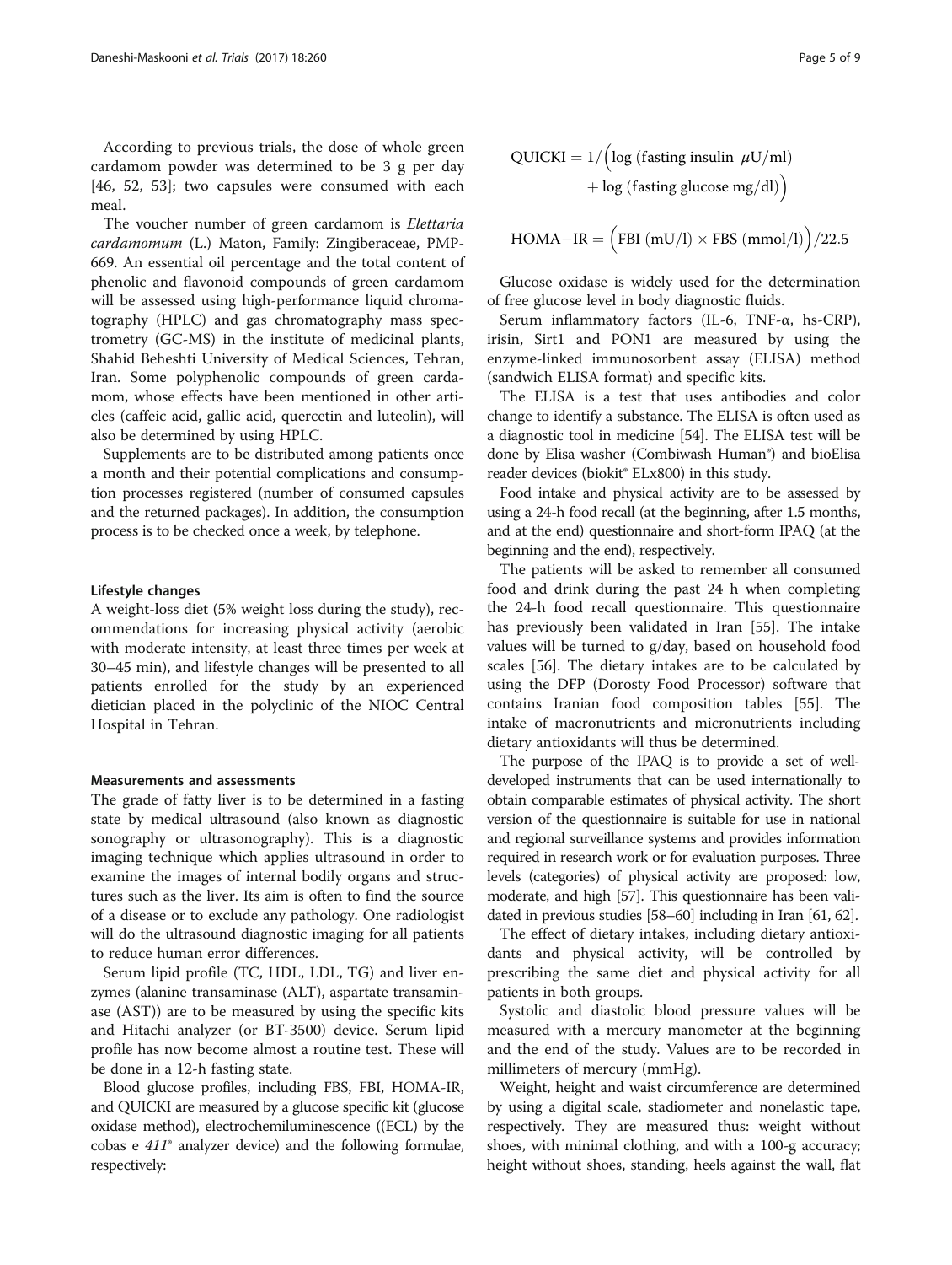According to previous trials, the dose of whole green cardamom powder was determined to be 3 g per day [46, 52, 53]; two capsules were consumed with each meal.

The voucher number of green cardamom is *Elettaria cardamomum* (L.) Maton, Family: Zingiberaceae, PMP-669. An essential oil percentage and the total content of phenolic and flavonoid compounds of green cardamom will be assessed using high-performance liquid chromatography (HPLC) and gas chromatography mass spectrometry (GC-MS) in the institute of medicinal plants, Shahid Beheshti University of Medical Sciences, Tehran, Iran. Some polyphenolic compounds of green cardamom, whose effects have been mentioned in other articles (caffeic acid, gallic acid, quercetin and luteolin), will also be determined by using HPLC.

Supplements are to be distributed among patients once a month and their potential complications and consumption processes registered (number of consumed capsules and the returned packages). In addition, the consumption process is to be checked once a week, by telephone.

#### Lifestyle changes

A weight-loss diet (5% weight loss during the study), recommendations for increasing physical activity (aerobic with moderate intensity, at least three times per week at 30–45 min), and lifestyle changes will be presented to all patients enrolled for the study by an experienced dietician placed in the polyclinic of the NIOC Central Hospital in Tehran.

#### Measurements and assessments

The grade of fatty liver is to be determined in a fasting state by medical ultrasound (also known as diagnostic sonography or ultrasonography). This is a diagnostic imaging technique which applies ultrasound in order to examine the images of internal bodily organs and structures such as the liver. Its aim is often to find the source of a disease or to exclude any pathology. One radiologist will do the ultrasound diagnostic imaging for all patients to reduce human error differences.

Serum lipid profile (TC, HDL, LDL, TG) and liver enzymes (alanine transaminase (ALT), aspartate transaminase (AST)) are to be measured by using the specific kits and Hitachi analyzer (or BT-3500) device. Serum lipid profile has now become almost a routine test. These will be done in a 12-h fasting state.

Blood glucose profiles, including FBS, FBI, HOMA-IR, and QUICKI are measured by a glucose specific kit (glucose oxidase method), electrochemiluminescence ((ECL) by the cobas e *411*® analyzer device) and the following formulae, respectively:

$$\text{QUICKI} = 1/\Big(\log\left(\text{fasting insulin }\mu\text{U/ml}\right) + \log\left(\text{fasting glucose mg/dl}\right)\Big)$$

$$\text{HOMA-IR} = \Big(\text{FBI (mU/l)} \times \text{FBS (mmol/l)}\Big)/22.5$$

Glucose oxidase is widely used for the determination of free glucose level in body diagnostic fluids.

Serum inflammatory factors (IL-6, TNF-α, hs-CRP), irisin, Sirt1 and PON1 are measured by using the enzyme-linked immunosorbent assay (ELISA) method (sandwich ELISA format) and specific kits.

The ELISA is a test that uses antibodies and color change to identify a substance. The ELISA is often used as a diagnostic tool in medicine [54]. The ELISA test will be done by Elisa washer (Combiwash Human®) and bioElisa reader devices (biokit® ELx800) in this study.

Food intake and physical activity are to be assessed by using a 24-h food recall (at the beginning, after 1.5 months, and at the end) questionnaire and short-form IPAQ (at the beginning and the end), respectively.

The patients will be asked to remember all consumed food and drink during the past 24 h when completing the 24-h food recall questionnaire. This questionnaire has previously been validated in Iran [55]. The intake values will be turned to g/day, based on household food scales [56]. The dietary intakes are to be calculated by using the DFP (Dorosty Food Processor) software that contains Iranian food composition tables [55]. The intake of macronutrients and micronutrients including dietary antioxidants will thus be determined.

The purpose of the IPAQ is to provide a set of well-developed instruments that can be used internationally to obtain comparable estimates of physical activity. The short version of the questionnaire is suitable for use in national and regional surveillance systems and provides information required in research work or for evaluation purposes. Three levels (categories) of physical activity are proposed: low, moderate, and high [57]. This questionnaire has been validated in previous studies [58–60] including in Iran [61, 62].

The effect of dietary intakes, including dietary antioxidants and physical activity, will be controlled by prescribing the same diet and physical activity for all patients in both groups.

Systolic and diastolic blood pressure values will be measured with a mercury manometer at the beginning and the end of the study. Values are to be recorded in millimeters of mercury (mmHg).

Weight, height and waist circumference are determined by using a digital scale, stadiometer and nonelastic tape, respectively. They are measured thus: weight without shoes, with minimal clothing, and with a 100-g accuracy; height without shoes, standing, heels against the wall, flat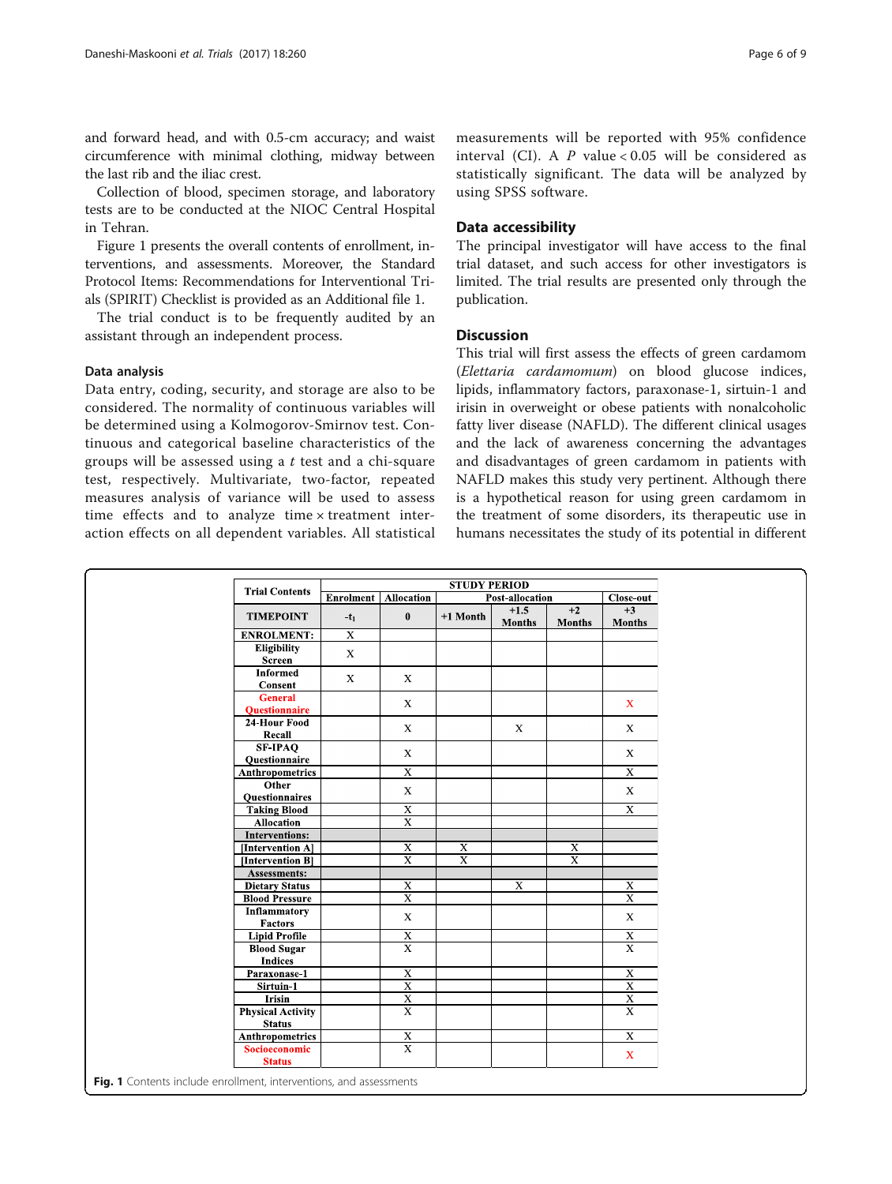and forward head, and with 0.5-cm accuracy; and waist circumference with minimal clothing, midway between the last rib and the iliac crest.

Collection of blood, specimen storage, and laboratory tests are to be conducted at the NIOC Central Hospital in Tehran.

Figure 1 presents the overall contents of enrollment, interventions, and assessments. Moreover, the Standard Protocol Items: Recommendations for Interventional Trials (SPIRIT) Checklist is provided as an Additional file 1.

The trial conduct is to be frequently audited by an assistant through an independent process.

### Data analysis

Data entry, coding, security, and storage are also to be considered. The normality of continuous variables will be determined using a Kolmogorov-Smirnov test. Continuous and categorical baseline characteristics of the groups will be assessed using a *t* test and a chi-square test, respectively. Multivariate, two-factor, repeated measures analysis of variance will be used to assess time effects and to analyze time × treatment interaction effects on all dependent variables. All statistical measurements will be reported with 95% confidence interval (CI). A *P* value < 0.05 will be considered as statistically significant. The data will be analyzed by using SPSS software.

## Data accessibility

The principal investigator will have access to the final trial dataset, and such access for other investigators is limited. The trial results are presented only through the publication.

## Discussion

This trial will first assess the effects of green cardamom (*Elettaria cardamomum*) on blood glucose indices, lipids, inflammatory factors, paraxonase-1, sirtuin-1 and irisin in overweight or obese patients with nonalcoholic fatty liver disease (NAFLD). The different clinical usages and the lack of awareness concerning the advantages and disadvantages of green cardamom in patients with NAFLD makes this study very pertinent. Although there is a hypothetical reason for using green cardamom in the treatment of some disorders, its therapeutic use in humans necessitates the study of its potential in different

| Trial Contents | STUDY PERIOD | | | | | |
|---|---|---|---|---|---|---|
| | Enrolment | Allocation | Post-allocation | | | Close-out |
| TIMEPOINT | $-t_1$ | 0 | +1 Month | +1.5 Months | +2 Months | +3 Months |
| ENROLMENT: | X | | | | | |
| Eligibility Screen | X | | | | | |
| Informed Consent | X | X | | | | |
| General Questionnaire | | X | | | | X |
| 24-Hour Food Recall | | X | | X | | X |
| SF-IPAQ Questionnaire | | X | | | | X |
| Anthropometrics | | X | | | | X |
| Other Questionnaires | | X | | | | X |
| Taking Blood | | X | | | | X |
| Allocation | | X | | | | |
| Interventions: | | | | | | |
| [Intervention A] | | X | X | | X | |
| [Intervention B] | | X | X | | X | |
| Assessments: | | | | | | |
| Dietary Status | | X | | X | | X |
| Blood Pressure | | X | | | | X |
| Inflammatory Factors | | X | | | | X |
| Lipid Profile | | X | | | | X |
| Blood Sugar Indices | | X | | | | X |
| Paraxonase-1 | | X | | | | X |
| Sirtuin-1 | | X | | | | X |
| Irisin | | X | | | | X |
| Physical Activity Status | | X | | | | X |
| Anthropometrics | | X | | | | X |
| Socioeconomic Status | | X | | | | X |

**Fig. 1** Contents include enrollment, interventions, and assessments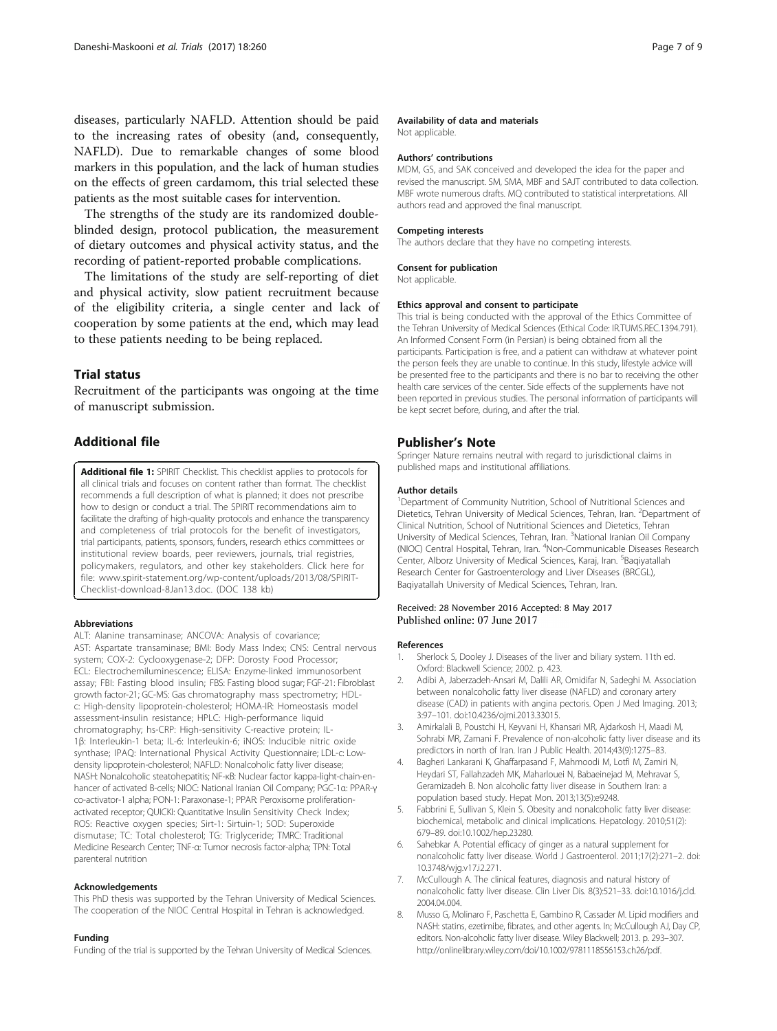diseases, particularly NAFLD. Attention should be paid to the increasing rates of obesity (and, consequently, NAFLD). Due to remarkable changes of some blood markers in this population, and the lack of human studies on the effects of green cardamom, this trial selected these patients as the most suitable cases for intervention.

The strengths of the study are its randomized double-blinded design, protocol publication, the measurement of dietary outcomes and physical activity status, and the recording of patient-reported probable complications.

The limitations of the study are self-reporting of diet and physical activity, slow patient recruitment because of the eligibility criteria, a single center and lack of cooperation by some patients at the end, which may lead to these patients needing to be being replaced.

## Trial status

Recruitment of the participants was ongoing at the time of manuscript submission.

## Additional file

**Additional file 1:** SPIRIT Checklist. This checklist applies to protocols for all clinical trials and focuses on content rather than format. The checklist recommends a full description of what is planned; it does not prescribe how to design or conduct a trial. The SPIRIT recommendations aim to facilitate the drafting of high-quality protocols and enhance the transparency and completeness of trial protocols for the benefit of investigators, trial participants, patients, sponsors, funders, research ethics committees or institutional review boards, peer reviewers, journals, trial registries, policymakers, regulators, and other key stakeholders. Click here for file: www.spirit-statement.org/wp-content/uploads/2013/08/SPIRIT-Checklist-download-8Jan13.doc. (DOC 138 kb)

#### Abbreviations

ALT: Alanine transaminase; ANCOVA: Analysis of covariance; AST: Aspartate transaminase; BMI: Body Mass Index; CNS: Central nervous system; COX-2: Cyclooxygenase-2; DFP: Dorosty Food Processor; ECL: Electrochemiluminescence; ELISA: Enzyme-linked immunosorbent assay; FBI: Fasting blood insulin; FBS: Fasting blood sugar; FGF-21: Fibroblast growth factor-21; GC-MS: Gas chromatography mass spectrometry; HDL-c: High-density lipoprotein-cholesterol; HOMA-IR: Homeostasis model assessment-insulin resistance; HPLC: High-performance liquid chromatography; hs-CRP: High-sensitivity C-reactive protein; IL-1β: Interleukin-1 beta; IL-6: Interleukin-6; iNOS: Inducible nitric oxide synthase; IPAQ: International Physical Activity Questionnaire; LDL-c: Low-density lipoprotein-cholesterol; NAFLD: Nonalcoholic fatty liver disease; NASH: Nonalcoholic steatohepatitis; NF-κB: Nuclear factor kappa-light-chain-enhancer of activated B-cells; NIOC: National Iranian Oil Company; PGC-1α: PPAR-γ co-activator-1 alpha; PON-1: Paraxonase-1; PPAR: Peroxisome proliferation-activated receptor; QUICKI: Quantitative Insulin Sensitivity Check Index; ROS: Reactive oxygen species; Sirt-1: Sirtuin-1; SOD: Superoxide dismutase; TC: Total cholesterol; TG: Triglyceride; TMRC: Traditional Medicine Research Center; TNF-α: Tumor necrosis factor-alpha; TPN: Total parenteral nutrition

#### Acknowledgements

This PhD thesis was supported by the Tehran University of Medical Sciences. The cooperation of the NIOC Central Hospital in Tehran is acknowledged.

#### Funding

Funding of the trial is supported by the Tehran University of Medical Sciences.

#### Availability of data and materials

Not applicable.

#### Authors' contributions

MDM, GS, and SAK conceived and developed the idea for the paper and revised the manuscript. SM, SMA, MBF and SAJT contributed to data collection. MBF wrote numerous drafts. MQ contributed to statistical interpretations. All authors read and approved the final manuscript.

#### Competing interests

The authors declare that they have no competing interests.

#### Consent for publication

Not applicable.

#### Ethics approval and consent to participate

This trial is being conducted with the approval of the Ethics Committee of the Tehran University of Medical Sciences (Ethical Code: IR.TUMS.REC.1394.791). An Informed Consent Form (in Persian) is being obtained from all the participants. Participation is free, and a patient can withdraw at whatever point the person feels they are unable to continue. In this study, lifestyle advice will be presented free to the participants and there is no bar to receiving the other health care services of the center. Side effects of the supplements have not been reported in previous studies. The personal information of participants will be kept secret before, during, and after the trial.

## Publisher's Note

Springer Nature remains neutral with regard to jurisdictional claims in published maps and institutional affiliations.

#### Author details

[1]Department of Community Nutrition, School of Nutritional Sciences and Dietetics, Tehran University of Medical Sciences, Tehran, Iran. [2]Department of Clinical Nutrition, School of Nutritional Sciences and Dietetics, Tehran University of Medical Sciences, Tehran, Iran. [3]National Iranian Oil Company (NIOC) Central Hospital, Tehran, Iran. [4]Non-Communicable Diseases Research Center, Alborz University of Medical Sciences, Karaj, Iran. [5]Baqiyatallah Research Center for Gastroenterology and Liver Diseases (BRCGL), Baqiyatallah University of Medical Sciences, Tehran, Iran.

Received: 28 November 2016 Accepted: 8 May 2017
Published online: 07 June 2017

#### References

1. Sherlock S, Dooley J. Diseases of the liver and biliary system. 11th ed. Oxford: Blackwell Science; 2002. p. 423.
2. Adibi A, Jaberzadeh-Ansari M, Dalili AR, Omidifar N, Sadeghi M. Association between nonalcoholic fatty liver disease (NAFLD) and coronary artery disease (CAD) in patients with angina pectoris. Open J Med Imaging. 2013; 3:97–101. doi:10.4236/ojmi.2013.33015.
3. Amirkalali B, Poustchi H, Keyvani H, Khansari MR, Ajdarkosh H, Maadi M, Sohrabi MR, Zamani F. Prevalence of non-alcoholic fatty liver disease and its predictors in north of Iran. Iran J Public Health. 2014;43(9):1275–83.
4. Bagheri Lankarani K, Ghaffarpasand F, Mahmoodi M, Lotfi M, Zamiri N, Heydari ST, Fallahzadeh MK, Maharlouei N, Babaeinejad M, Mehravar S, Geramizadeh B. Non alcoholic fatty liver disease in Southern Iran: a population based study. Hepat Mon. 2013;13(5):e9248.
5. Fabbrini E, Sullivan S, Klein S. Obesity and nonalcoholic fatty liver disease: biochemical, metabolic and clinical implications. Hepatology. 2010;51(2): 679–89. doi:10.1002/hep.23280.
6. Sahebkar A. Potential efficacy of ginger as a natural supplement for nonalcoholic fatty liver disease. World J Gastroenterol. 2011;17(2):271–2. doi: 10.3748/wjg.v17.i2.271.
7. McCullough A. The clinical features, diagnosis and natural history of nonalcoholic fatty liver disease. Clin Liver Dis. 8(3):521–33. doi:10.1016/j.cld. 2004.04.004.
8. Musso G, Molinaro F, Paschetta E, Gambino R, Cassader M. Lipid modifiers and NASH: statins, ezetimibe, fibrates, and other agents. In; McCullough AJ, Day CP, editors. Non-alcoholic fatty liver disease. Wiley Blackwell; 2013. p. 293–307. http://onlinelibrary.wiley.com/doi/10.1002/9781118556153.ch26/pdf.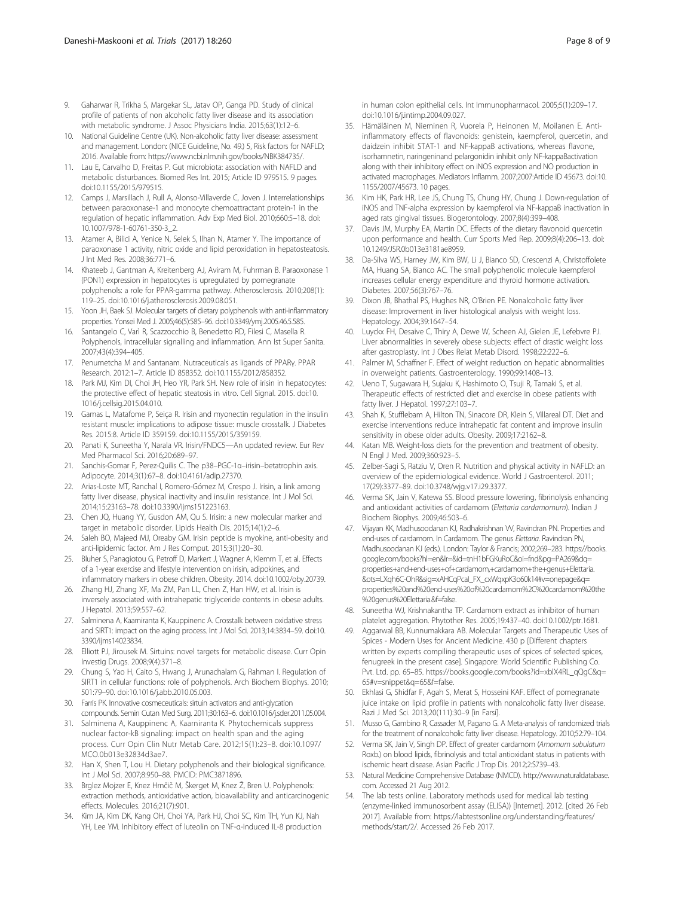9. Gaharwar R, Trikha S, Margekar SL, Jatav OP, Ganga PD. Study of clinical profile of patients of non alcoholic fatty liver disease and its association with metabolic syndrome. J Assoc Physicians India. 2015;63(1):12–6.
10. National Guideline Centre (UK). Non-alcoholic fatty liver disease: assessment and management. London: (NICE Guideline, No. 49.) 5, Risk factors for NAFLD; 2016. Available from: https://www.ncbi.nlm.nih.gov/books/NBK384735/.
11. Lau E, Carvalho D, Freitas P. Gut microbiota: association with NAFLD and metabolic disturbances. Biomed Res Int. 2015; Article ID 979515. 9 pages. doi:10.1155/2015/979515.
12. Camps J, Marsillach J, Rull A, Alonso-Villaverde C, Joven J. Interrelationships between paraoxonase-1 and monocyte chemoattractant protein-1 in the regulation of hepatic inflammation. Adv Exp Med Biol. 2010;660:5–18. doi: 10.1007/978-1-60761-350-3_2.
13. Atamer A, Bilici A, Yenice N, Selek S, Ilhan N, Atamer Y. The importance of paraoxonase 1 activity, nitric oxide and lipid peroxidation in hepatosteatosis. J Int Med Res. 2008;36:771–6.
14. Khateeb J, Gantman A, Kreitenberg AJ, Aviram M, Fuhrman B. Paraoxonase 1 (PON1) expression in hepatocytes is upregulated by pomegranate polyphenols: a role for PPAR-gamma pathway. Atherosclerosis. 2010;208(1): 119–25. doi:10.1016/j.atherosclerosis.2009.08.051.
15. Yoon JH, Baek SJ. Molecular targets of dietary polyphenols with anti-inflammatory properties. Yonsei Med J. 2005;46(5):585–96. doi:10.3349/ymj.2005.46.5.585.
16. Santangelo C, Varì R, Scazzocchio B, Benedetto RD, Filesi C, Masella R. Polyphenols, intracellular signalling and inflammation. Ann Ist Super Sanita. 2007;43(4):394–405.
17. Penumetcha M and Santanam. Nutraceuticals as ligands of PPARγ. PPAR Research. 2012:1–7. Article ID 858352. doi:10.1155/2012/858352.
18. Park MJ, Kim DI, Choi JH, Heo YR, Park SH. New role of irisin in hepatocytes: the protective effect of hepatic steatosis in vitro. Cell Signal. 2015. doi:10. 1016/j.cellsig.2015.04.010.
19. Gamas L, Matafome P, Seiça R. Irisin and myonectin regulation in the insulin resistant muscle: implications to adipose tissue: muscle crosstalk. J Diabetes Res. 2015:8. Article ID 359159. doi:10.1155/2015/359159.
20. Panati K, Suneetha Y, Narala VR. Irisin/FNDC5—An updated review. Eur Rev Med Pharmacol Sci. 2016;20:689–97.
21. Sanchis-Gomar F, Perez-Quilis C. The p38–PGC-1α–irisin–betatrophin axis. Adipocyte. 2014;3(1):67–8. doi:10.4161/adip.27370.
22. Arias-Loste MT, Ranchal I, Romero-Gómez M, Crespo J. Irisin, a link among fatty liver disease, physical inactivity and insulin resistance. Int J Mol Sci. 2014;15:23163–78. doi:10.3390/ijms151223163.
23. Chen JQ, Huang YY, Gusdon AM, Qu S. Irisin: a new molecular marker and target in metabolic disorder. Lipids Health Dis. 2015;14(1):2–6.
24. Saleh BO, Majeed MJ, Oreaby GM. Irisin peptide is myokine, anti-obesity and anti-lipidemic factor. Am J Res Comput. 2015;3(1):20–30.
25. Bluher S, Panagiotou G, Petroff D, Markert J, Wagner A, Klemm T, et al. Effects of a 1-year exercise and lifestyle intervention on irisin, adipokines, and inflammatory markers in obese children. Obesity. 2014. doi:10.1002/oby.20739.
26. Zhang HJ, Zhang XF, Ma ZM, Pan LL, Chen Z, Han HW, et al. Irisin is inversely associated with intrahepatic triglyceride contents in obese adults. J Hepatol. 2013;59:557–62.
27. Salminena A, Kaarniranta K, Kauppinenc A. Crosstalk between oxidative stress and SIRT1: impact on the aging process. Int J Mol Sci. 2013;14:3834–59. doi:10. 3390/ijms14023834.
28. Elliott PJ, Jirousek M. Sirtuins: novel targets for metabolic disease. Curr Opin Investig Drugs. 2008;9(4):371–8.
29. Chung S, Yao H, Caito S, Hwang J, Arunachalam G, Rahman I. Regulation of SIRT1 in cellular functions: role of polyphenols. Arch Biochem Biophys. 2010; 501:79–90. doi:10.1016/j.abb.2010.05.003.
30. Farris PK. Innovative cosmeceuticals: sirtuin activators and anti-glycation compounds. Semin Cutan Med Surg. 2011;30:163–6. doi:10.1016/j.sder.2011.05.004.
31. Salminena A, Kauppinenc A, Kaarniranta K. Phytochemicals suppress nuclear factor-kB signaling: impact on health span and the aging process. Curr Opin Clin Nutr Metab Care. 2012;15(1):23–8. doi:10.1097/ MCO.0b013e32834d3ae7.
32. Han X, Shen T, Lou H. Dietary polyphenols and their biological significance. Int J Mol Sci. 2007;8:950–88. PMCID: PMC3871896.
33. Brglez Mojzer E, Knez Hrnčič M, Škerget M, Knez Ž, Bren U. Polyphenols: extraction methods, antioxidative action, bioavailability and anticarcinogenic effects. Molecules. 2016;21(7):901.
34. Kim JA, Kim DK, Kang OH, Choi YA, Park HJ, Choi SC, Kim TH, Yun KJ, Nah YH, Lee YM. Inhibitory effect of luteolin on TNF-α-induced IL-8 production in human colon epithelial cells. Int Immunopharmacol. 2005;5(1):209–17. doi:10.1016/j.intimp.2004.09.027.
35. Hämäläinen M, Nieminen R, Vuorela P, Heinonen M, Moilanen E. Anti-inflammatory effects of flavonoids: genistein, kaempferol, quercetin, and daidzein inhibit STAT-1 and NF-kappaB activations, whereas flavone, isorhamnetin, naringeninand pelargonidin inhibit only NF-kappaBactivation along with their inhibitory effect on iNOS expression and NO production in activated macrophages. Mediators Inflamm. 2007;2007:Article ID 45673. doi:10. 1155/2007/45673. 10 pages.
36. Kim HK, Park HR, Lee JS, Chung TS, Chung HY, Chung J. Down-regulation of iNOS and TNF-alpha expression by kaempferol via NF-kappaB inactivation in aged rats gingival tissues. Biogerontology. 2007;8(4):399–408.
37. Davis JM, Murphy EA, Martin DC. Effects of the dietary flavonoid quercetin upon performance and health. Curr Sports Med Rep. 2009;8(4):206–13. doi: 10.1249/JSR.0b013e3181ae8959.
38. Da-Silva WS, Harney JW, Kim BW, Li J, Bianco SD, Crescenzi A, Christoffolete MA, Huang SA, Bianco AC. The small polyphenolic molecule kaempferol increases cellular energy expenditure and thyroid hormone activation. Diabetes. 2007;56(3):767–76.
39. Dixon JB, Bhathal PS, Hughes NR, O'Brien PE. Nonalcoholic fatty liver disease: Improvement in liver histological analysis with weight loss. Hepatology. 2004;39:1647–54.
40. Luyckx FH, Desaive C, Thiry A, Dewe W, Scheen AJ, Gielen JE, Lefebvre PJ. Liver abnormalities in severely obese subjects: effect of drastic weight loss after gastroplasty. Int J Obes Relat Metab Disord. 1998;22:222–6.
41. Palmer M, Schaffner F. Effect of weight reduction on hepatic abnormalities in overweight patients. Gastroenterology. 1990;99:1408–13.
42. Ueno T, Sugawara H, Sujaku K, Hashimoto O, Tsuji R, Tamaki S, et al. Therapeutic effects of restricted diet and exercise in obese patients with fatty liver. J Hepatol. 1997;27:103–7.
43. Shah K, Stufflebam A, Hilton TN, Sinacore DR, Klein S, Villareal DT. Diet and exercise interventions reduce intrahepatic fat content and improve insulin sensitivity in obese older adults. Obesity. 2009;17:2162–8.
44. Katan MB. Weight-loss diets for the prevention and treatment of obesity. N Engl J Med. 2009;360:923–5.
45. Zelber-Sagi S, Ratziu V, Oren R. Nutrition and physical activity in NAFLD: an overview of the epidemiological evidence. World J Gastroenterol. 2011; 17(29):3377–89. doi:10.3748/wjg.v17.i29.3377.
46. Verma SK, Jain V, Katewa SS. Blood pressure lowering, fibrinolysis enhancing and antioxidant activities of cardamom (*Elettaria cardamomum*). Indian J Biochem Biophys. 2009;46:503–6.
47. Vijayan KK, Madhusoodanan KJ, Radhakrishnan VV, Ravindran PN. Properties and end-uses of cardamom. In Cardamom. The genus *Elettaria*. Ravindran PN, Madhusoodanan KJ (eds.). London: Taylor & Francis; 2002;269–283. https://books.google.com/books?hl=en&lr=&id=tnH1bFGKuRoC&oi=fnd&pg=PA269&dq=properties+and+end-uses+of+cardamom,+cardamom+the+genus+Elettaria.&ots=LXqh6C-OhR&sig=xAHCqPcal_FX_cxWqxpK3o60k14#v=onepage&q=properties%20and%20end-uses%20of%20cardamom%2C%20cardamom%20the%20genus%20Elettaria.&f=false.
48. Suneetha WJ, Krishnakantha TP. Cardamom extract as inhibitor of human platelet aggregation. Phytother Res. 2005;19:437–40. doi:10.1002/ptr.1681.
49. Aggarwal BB, Kunnumakkara AB. Molecular Targets and Therapeutic Uses of Spices - Modern Uses for Ancient Medicine. 430 p [Different chapters written by experts compiling therapeutic uses of spices of selected spices, fenugreek in the present case]. Singapore: World Scientific Publishing Co. Pvt. Ltd. pp. 65–85. https://books.google.com/books?id=xblX4RL_qQgC&q=65#v=snippet&q=65&f=false.
50. Ekhlasi G, Shidfar F, Agah S, Merat S, Hosseini KAF. Effect of pomegranate juice intake on lipid profile in patients with nonalcoholic fatty liver disease. Razi J Med Sci. 2013;20(111):30–9 [in Farsi].
51. Musso G, Gambino R, Cassader M, Pagano G. A Meta-analysis of randomized trials for the treatment of nonalcoholic fatty liver disease. Hepatology. 2010;52:79–104.
52. Verma SK, Jain V, Singh DP. Effect of greater cardamom (*Amomum subulatum* Roxb.) on blood lipids, fibrinolysis and total antioxidant status in patients with ischemic heart disease. Asian Pacific J Trop Dis. 2012;2:S739–43.
53. Natural Medicine Comprehensive Database (NMCD). http://www.naturaldatabase.com. Accessed 21 Aug 2012.
54. The lab tests online. Laboratory methods used for medical lab testing (enzyme-linked immunosorbent assay (ELISA)) [Internet]. 2012. [cited 26 Feb 2017]. Available from: https://labtestsonline.org/understanding/features/methods/start/2/. Accessed 26 Feb 2017.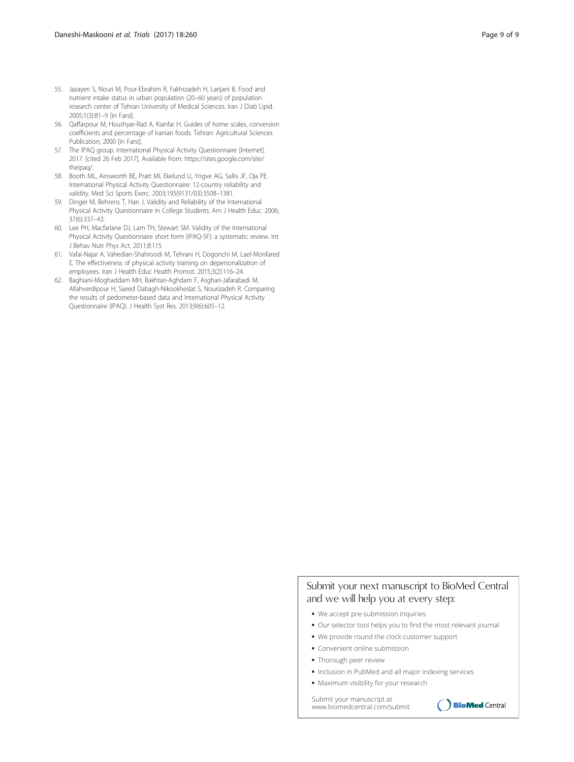55. Jazayeri S, Nouri M, Pour-Ebrahim R, Fakhrzadeh H, Larijani B. Food and nutrient intake status in urban population (20–60 years) of population research center of Tehran University of Medical Sciences. Iran J Diab Lipid. 2005;1(3):81–9 [in Farsi].
56. Qaffarpour M, Houshyar-Rad A, Kianfar H. Guides of home scales, conversion coefficients and percentage of Iranian foods. Tehran: Agricultural Sciences Publication; 2000 [in Farsi].
57. The IPAQ group. International Physical Activity Questionnaire [Internet]. 2017. [cited 26 Feb 2017]. Available from: https://sites.google.com/site/theipaq/.
58. Booth ML, Ainsworth BE, Pratt MI, Ekelund U, Yngve AG, Sallis JF, Oja PE. International Physical Activity Questionnaire: 12-country reliability and validity. Med Sci Sports Exerc. 2003;195(9131/03):3508–1381.
59. Dinger M, Behrens T, Han J. Validity and Reliability of the International Physical Activity Questionnaire in College Students. Am J Health Educ. 2006; 37(6):337–43.
60. Lee PH, Macfarlane DJ, Lam TH, Stewart SM. Validity of the International Physical Activity Questionnaire short form (IPAQ-SF): a systematic review. Int J Behav Nutr Phys Act. 2011;8:115.
61. Vafai-Najar A, Vahedian-Shahroodi M, Tehrani H, Dogonchi M, Lael-Monfared E. The effectiveness of physical activity training on depersonalization of employees. Iran J Health Educ Health Promot. 2015;3(2):116–24.
62. Baghiani-Moghaddam MH, Bakhtari-Aghdam F, Asghari-Jafarabadi M, Allahverdipour H, Saeed Dabagh-Nikookheslat S, Nourizadeh R. Comparing the results of pedometer-based data and International Physical Activity Questionnaire (IPAQ). J Health Syst Res. 2013;9(6):605–12.

Submit your next manuscript to BioMed Central and we will help you at every step:

- We accept pre-submission inquiries
- Our selector tool helps you to find the most relevant journal
- We provide round the clock customer support
- Convenient online submission
- Thorough peer review
- Inclusion in PubMed and all major indexing services
- Maximum visibility for your research

Submit your manuscript at
www.biomedcentral.com/submit

BioMed Central